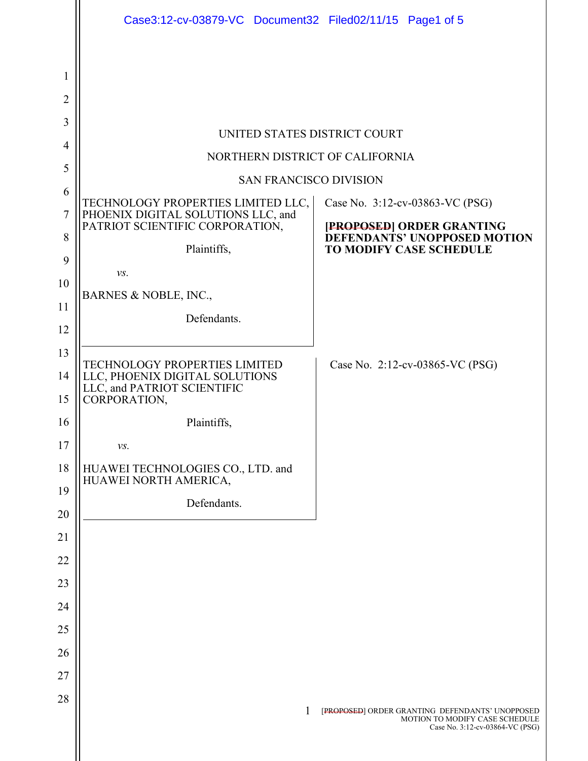UNITED STATES DISTRICT COURT

NORTHERN DISTRICT OF CALIFORNIA

SAN FRANCISCO DIVISION

| | |
|---|---|
| TECHNOLOGY PROPERTIES LIMITED LLC, PHOENIX DIGITAL SOLUTIONS LLC, and PATRIOT SCIENTIFIC CORPORATION,<br><br>Plaintiffs,<br><br>*vs.*<br><br>BARNES & NOBLE, INC.,<br><br>Defendants. | Case No. 3:12-cv-03863-VC (PSG)<br><br>**~~[PROPOSED]~~ ORDER GRANTING DEFENDANTS' UNOPPOSED MOTION TO MODIFY CASE SCHEDULE** |
| TECHNOLOGY PROPERTIES LIMITED LLC, PHOENIX DIGITAL SOLUTIONS LLC, and PATRIOT SCIENTIFIC CORPORATION,<br><br>Plaintiffs,<br><br>*vs.*<br><br>HUAWEI TECHNOLOGIES CO., LTD. and HUAWEI NORTH AMERICA,<br><br>Defendants. | Case No. 2:12-cv-03865-VC (PSG) |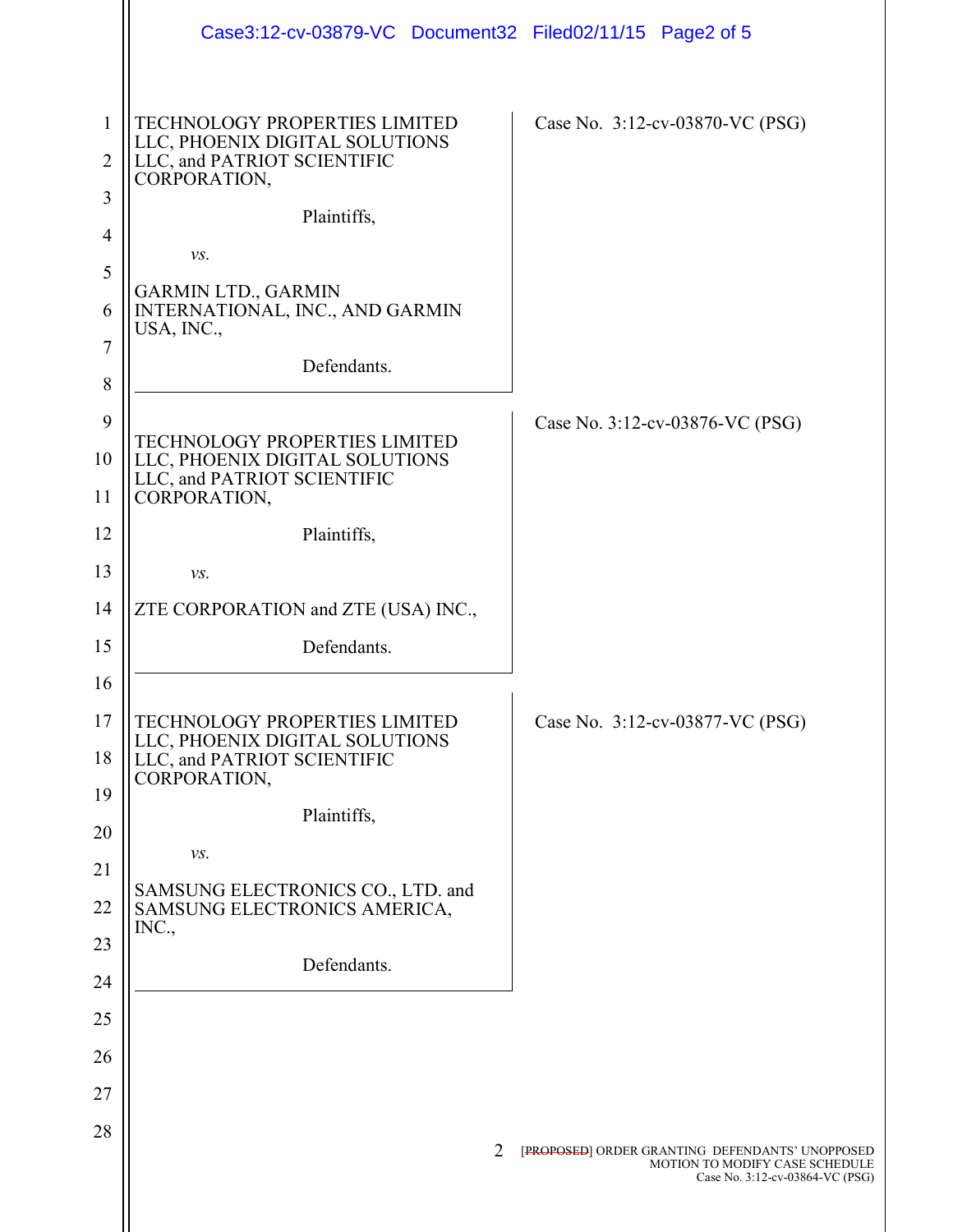TECHNOLOGY PROPERTIES LIMITED LLC, PHOENIX DIGITAL SOLUTIONS LLC, and PATRIOT SCIENTIFIC CORPORATION,

Plaintiffs,

*vs.*

GARMIN LTD., GARMIN INTERNATIONAL, INC., AND GARMIN USA, INC.,

Defendants.

Case No. 3:12-cv-03870-VC (PSG)

---

TECHNOLOGY PROPERTIES LIMITED LLC, PHOENIX DIGITAL SOLUTIONS LLC, and PATRIOT SCIENTIFIC CORPORATION,

Plaintiffs,

*vs.*

ZTE CORPORATION and ZTE (USA) INC.,

Defendants.

Case No. 3:12-cv-03876-VC (PSG)

---

TECHNOLOGY PROPERTIES LIMITED LLC, PHOENIX DIGITAL SOLUTIONS LLC, and PATRIOT SCIENTIFIC CORPORATION,

Plaintiffs,

*vs.*

SAMSUNG ELECTRONICS CO., LTD. and SAMSUNG ELECTRONICS AMERICA, INC.,

Defendants.

Case No. 3:12-cv-03877-VC (PSG)

---

~~[PROPOSED]~~ ORDER GRANTING DEFENDANTS' UNOPPOSED MOTION TO MODIFY CASE SCHEDULE
Case No. 3:12-cv-03864-VC (PSG)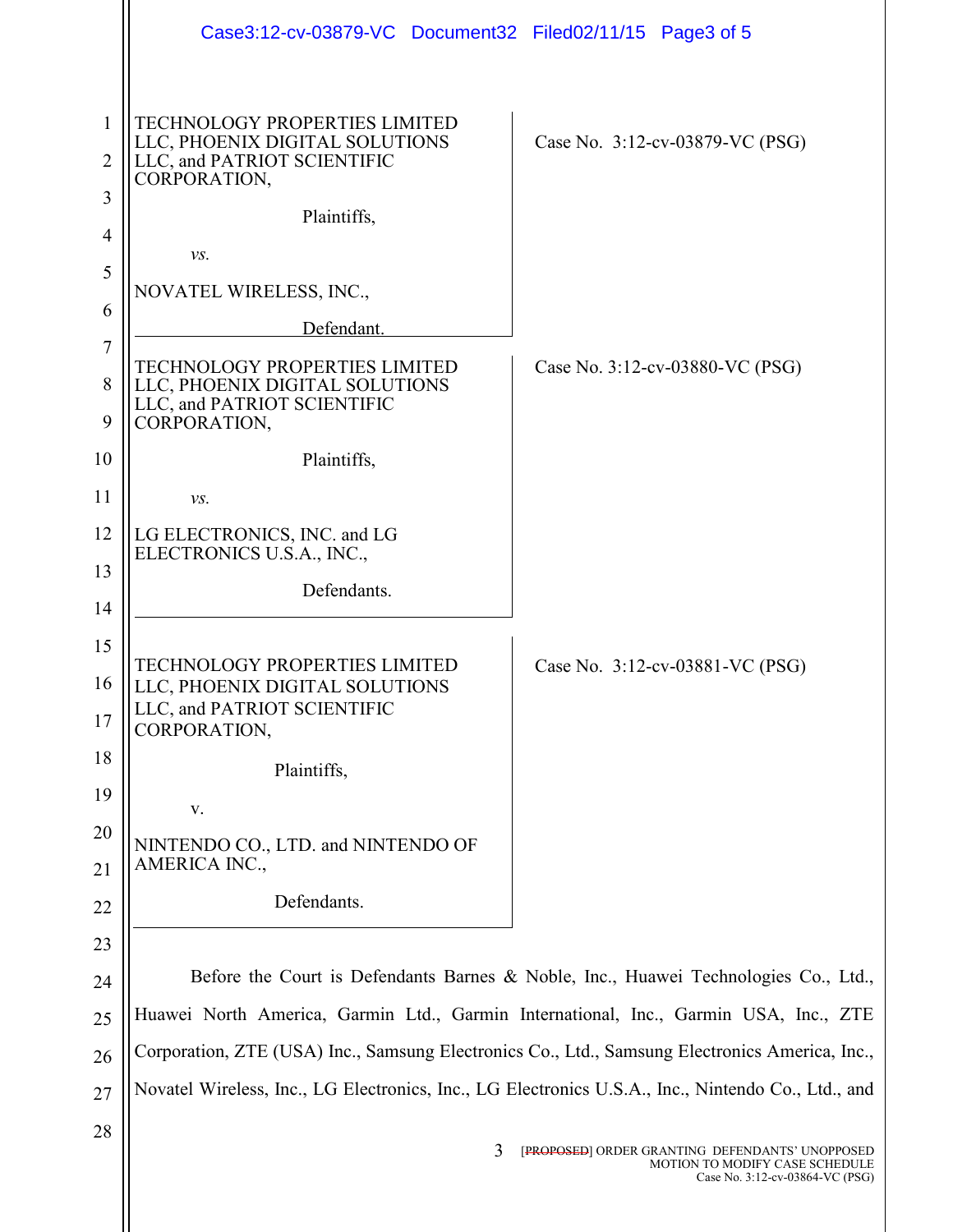TECHNOLOGY PROPERTIES LIMITED LLC, PHOENIX DIGITAL SOLUTIONS LLC, and PATRIOT SCIENTIFIC CORPORATION,

Plaintiffs,

*vs.*

NOVATEL WIRELESS, INC.,

Defendant.

Case No. 3:12-cv-03879-VC (PSG)

---

TECHNOLOGY PROPERTIES LIMITED LLC, PHOENIX DIGITAL SOLUTIONS LLC, and PATRIOT SCIENTIFIC CORPORATION,

Plaintiffs,

*vs.*

LG ELECTRONICS, INC. and LG ELECTRONICS U.S.A., INC.,

Defendants.

Case No. 3:12-cv-03880-VC (PSG)

---

TECHNOLOGY PROPERTIES LIMITED LLC, PHOENIX DIGITAL SOLUTIONS LLC, and PATRIOT SCIENTIFIC CORPORATION,

Plaintiffs,

v.

NINTENDO CO., LTD. and NINTENDO OF AMERICA INC.,

Defendants.

Case No. 3:12-cv-03881-VC (PSG)

---

Before the Court is Defendants Barnes & Noble, Inc., Huawei Technologies Co., Ltd., Huawei North America, Garmin Ltd., Garmin International, Inc., Garmin USA, Inc., ZTE Corporation, ZTE (USA) Inc., Samsung Electronics Co., Ltd., Samsung Electronics America, Inc., Novatel Wireless, Inc., LG Electronics, Inc., LG Electronics U.S.A., Inc., Nintendo Co., Ltd., and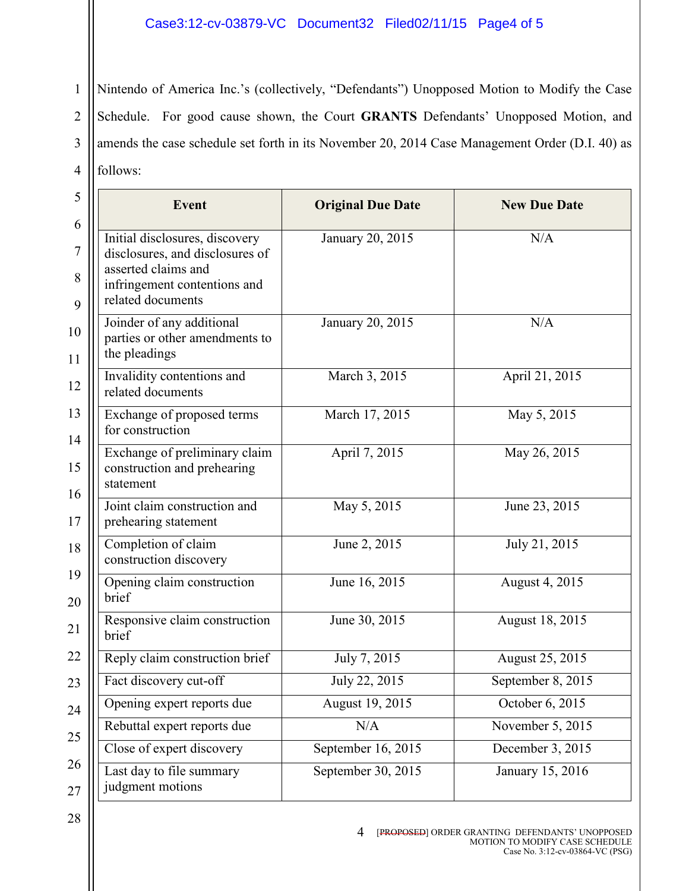Nintendo of America Inc.'s (collectively, "Defendants") Unopposed Motion to Modify the Case Schedule. For good cause shown, the Court **GRANTS** Defendants' Unopposed Motion, and amends the case schedule set forth in its November 20, 2014 Case Management Order (D.I. 40) as follows:

| Event | Original Due Date | New Due Date |
|---|---|---|
| Initial disclosures, discovery disclosures, and disclosures of asserted claims and infringement contentions and related documents | January 20, 2015 | N/A |
| Joinder of any additional parties or other amendments to the pleadings | January 20, 2015 | N/A |
| Invalidity contentions and related documents | March 3, 2015 | April 21, 2015 |
| Exchange of proposed terms for construction | March 17, 2015 | May 5, 2015 |
| Exchange of preliminary claim construction and prehearing statement | April 7, 2015 | May 26, 2015 |
| Joint claim construction and prehearing statement | May 5, 2015 | June 23, 2015 |
| Completion of claim construction discovery | June 2, 2015 | July 21, 2015 |
| Opening claim construction brief | June 16, 2015 | August 4, 2015 |
| Responsive claim construction brief | June 30, 2015 | August 18, 2015 |
| Reply claim construction brief | July 7, 2015 | August 25, 2015 |
| Fact discovery cut-off | July 22, 2015 | September 8, 2015 |
| Opening expert reports due | August 19, 2015 | October 6, 2015 |
| Rebuttal expert reports due | N/A | November 5, 2015 |
| Close of expert discovery | September 16, 2015 | December 3, 2015 |
| Last day to file summary judgment motions | September 30, 2015 | January 15, 2016 |

~~[PROPOSED]~~ ORDER GRANTING DEFENDANTS' UNOPPOSED MOTION TO MODIFY CASE SCHEDULE
Case No. 3:12-cv-03864-VC (PSG)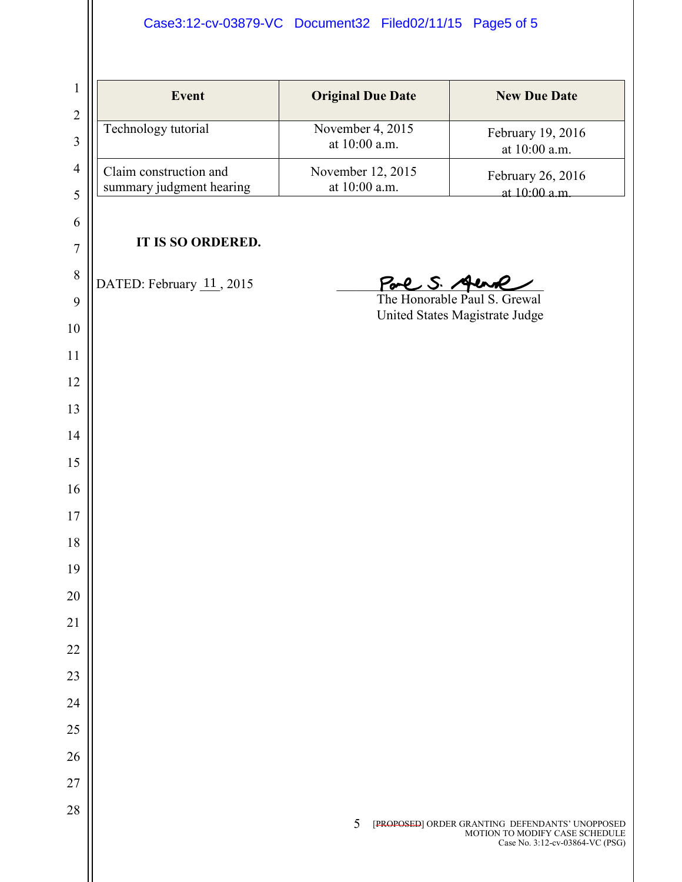| Event | Original Due Date | New Due Date |
|---|---|---|
| Technology tutorial | November 4, 2015 at 10:00 a.m. | February 19, 2016 at 10:00 a.m. |
| Claim construction and summary judgment hearing | November 12, 2015 at 10:00 a.m. | February 26, 2016 at 10:00 a.m. |

**IT IS SO ORDERED.**

DATED: February 11, 2015

Paul S. Grewal

The Honorable Paul S. Grewal
United States Magistrate Judge

~~[PROPOSED]~~ ORDER GRANTING DEFENDANTS' UNOPPOSED MOTION TO MODIFY CASE SCHEDULE
Case No. 3:12-cv-03864-VC (PSG)